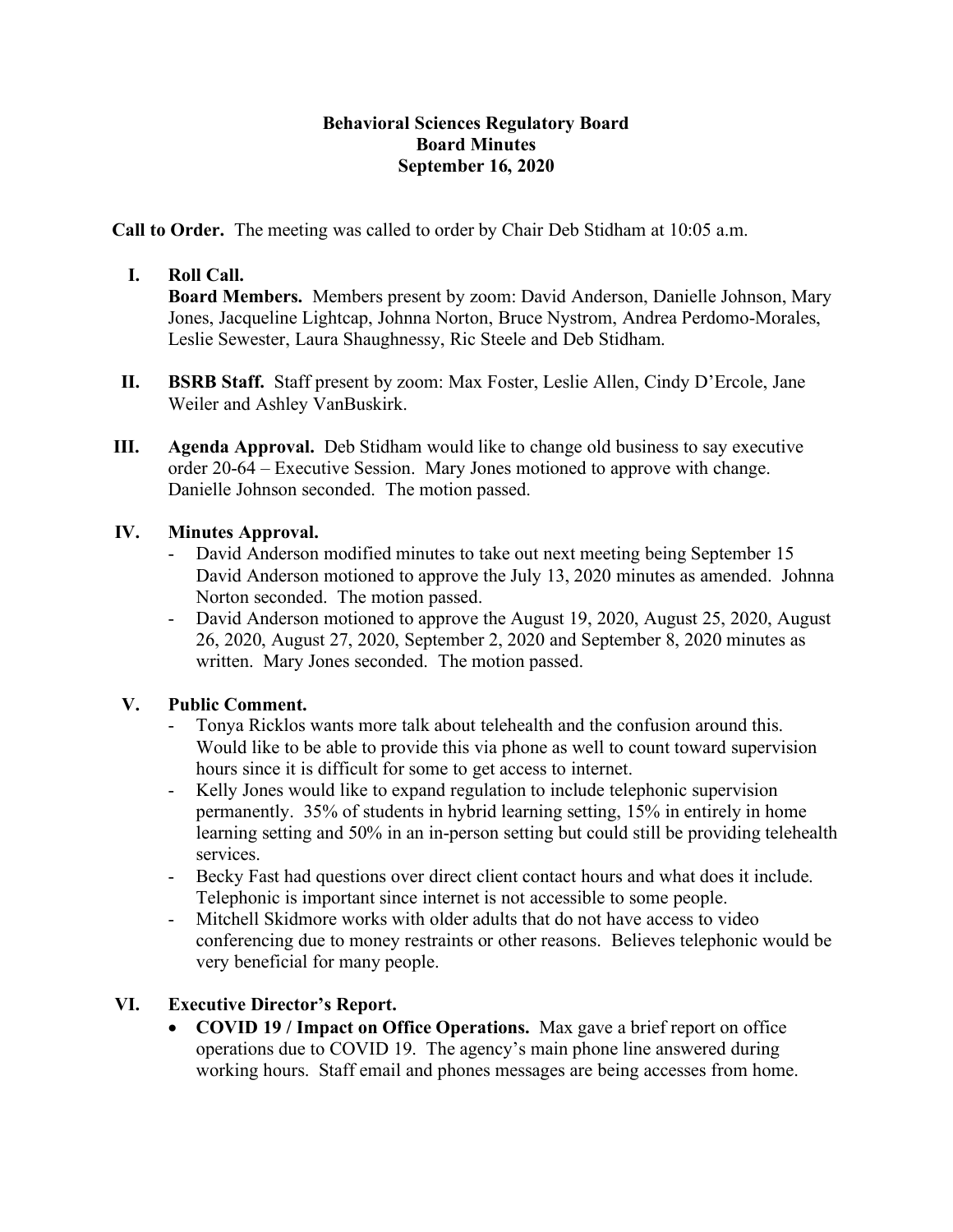**Behavioral Sciences Regulatory Board**
**Board Minutes**
**September 16, 2020**

**Call to Order.** The meeting was called to order by Chair Deb Stidham at 10:05 a.m.

**I. Roll Call.**
**Board Members.** Members present by zoom: David Anderson, Danielle Johnson, Mary Jones, Jacqueline Lightcap, Johnna Norton, Bruce Nystrom, Andrea Perdomo-Morales, Leslie Sewester, Laura Shaughnessy, Ric Steele and Deb Stidham.

**II. BSRB Staff.** Staff present by zoom: Max Foster, Leslie Allen, Cindy D'Ercole, Jane Weiler and Ashley VanBuskirk.

**III. Agenda Approval.** Deb Stidham would like to change old business to say executive order 20-64 – Executive Session. Mary Jones motioned to approve with change. Danielle Johnson seconded. The motion passed.

**IV. Minutes Approval.**

- David Anderson modified minutes to take out next meeting being September 15 David Anderson motioned to approve the July 13, 2020 minutes as amended. Johnna Norton seconded. The motion passed.
- David Anderson motioned to approve the August 19, 2020, August 25, 2020, August 26, 2020, August 27, 2020, September 2, 2020 and September 8, 2020 minutes as written. Mary Jones seconded. The motion passed.

**V. Public Comment.**

- Tonya Ricklos wants more talk about telehealth and the confusion around this. Would like to be able to provide this via phone as well to count toward supervision hours since it is difficult for some to get access to internet.
- Kelly Jones would like to expand regulation to include telephonic supervision permanently. 35% of students in hybrid learning setting, 15% in entirely in home learning setting and 50% in an in-person setting but could still be providing telehealth services.
- Becky Fast had questions over direct client contact hours and what does it include. Telephonic is important since internet is not accessible to some people.
- Mitchell Skidmore works with older adults that do not have access to video conferencing due to money restraints or other reasons. Believes telephonic would be very beneficial for many people.

**VI. Executive Director's Report.**

- **COVID 19 / Impact on Office Operations.** Max gave a brief report on office operations due to COVID 19. The agency's main phone line answered during working hours. Staff email and phones messages are being accesses from home.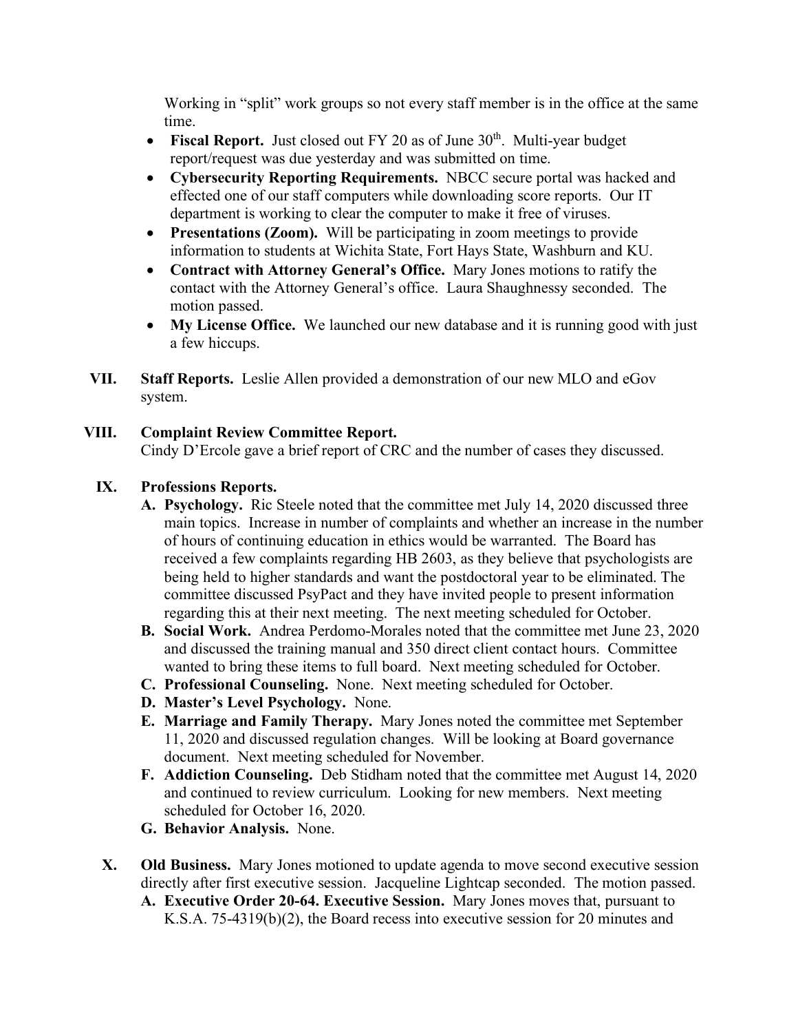Working in "split" work groups so not every staff member is in the office at the same time.

- **Fiscal Report.** Just closed out FY 20 as of June 30th. Multi-year budget report/request was due yesterday and was submitted on time.
- **Cybersecurity Reporting Requirements.** NBCC secure portal was hacked and effected one of our staff computers while downloading score reports. Our IT department is working to clear the computer to make it free of viruses.
- **Presentations (Zoom).** Will be participating in zoom meetings to provide information to students at Wichita State, Fort Hays State, Washburn and KU.
- **Contract with Attorney General's Office.** Mary Jones motions to ratify the contact with the Attorney General's office. Laura Shaughnessy seconded. The motion passed.
- **My License Office.** We launched our new database and it is running good with just a few hiccups.

**VII. Staff Reports.** Leslie Allen provided a demonstration of our new MLO and eGov system.

**VIII. Complaint Review Committee Report.**
Cindy D'Ercole gave a brief report of CRC and the number of cases they discussed.

**IX. Professions Reports.**

- **A. Psychology.** Ric Steele noted that the committee met July 14, 2020 discussed three main topics. Increase in number of complaints and whether an increase in the number of hours of continuing education in ethics would be warranted. The Board has received a few complaints regarding HB 2603, as they believe that psychologists are being held to higher standards and want the postdoctoral year to be eliminated. The committee discussed PsyPact and they have invited people to present information regarding this at their next meeting. The next meeting scheduled for October.
- **B. Social Work.** Andrea Perdomo-Morales noted that the committee met June 23, 2020 and discussed the training manual and 350 direct client contact hours. Committee wanted to bring these items to full board. Next meeting scheduled for October.
- **C. Professional Counseling.** None. Next meeting scheduled for October.
- **D. Master's Level Psychology.** None.
- **E. Marriage and Family Therapy.** Mary Jones noted the committee met September 11, 2020 and discussed regulation changes. Will be looking at Board governance document. Next meeting scheduled for November.
- **F. Addiction Counseling.** Deb Stidham noted that the committee met August 14, 2020 and continued to review curriculum. Looking for new members. Next meeting scheduled for October 16, 2020.
- **G. Behavior Analysis.** None.

**X. Old Business.** Mary Jones motioned to update agenda to move second executive session directly after first executive session. Jacqueline Lightcap seconded. The motion passed.

- **A. Executive Order 20-64. Executive Session.** Mary Jones moves that, pursuant to K.S.A. 75-4319(b)(2), the Board recess into executive session for 20 minutes and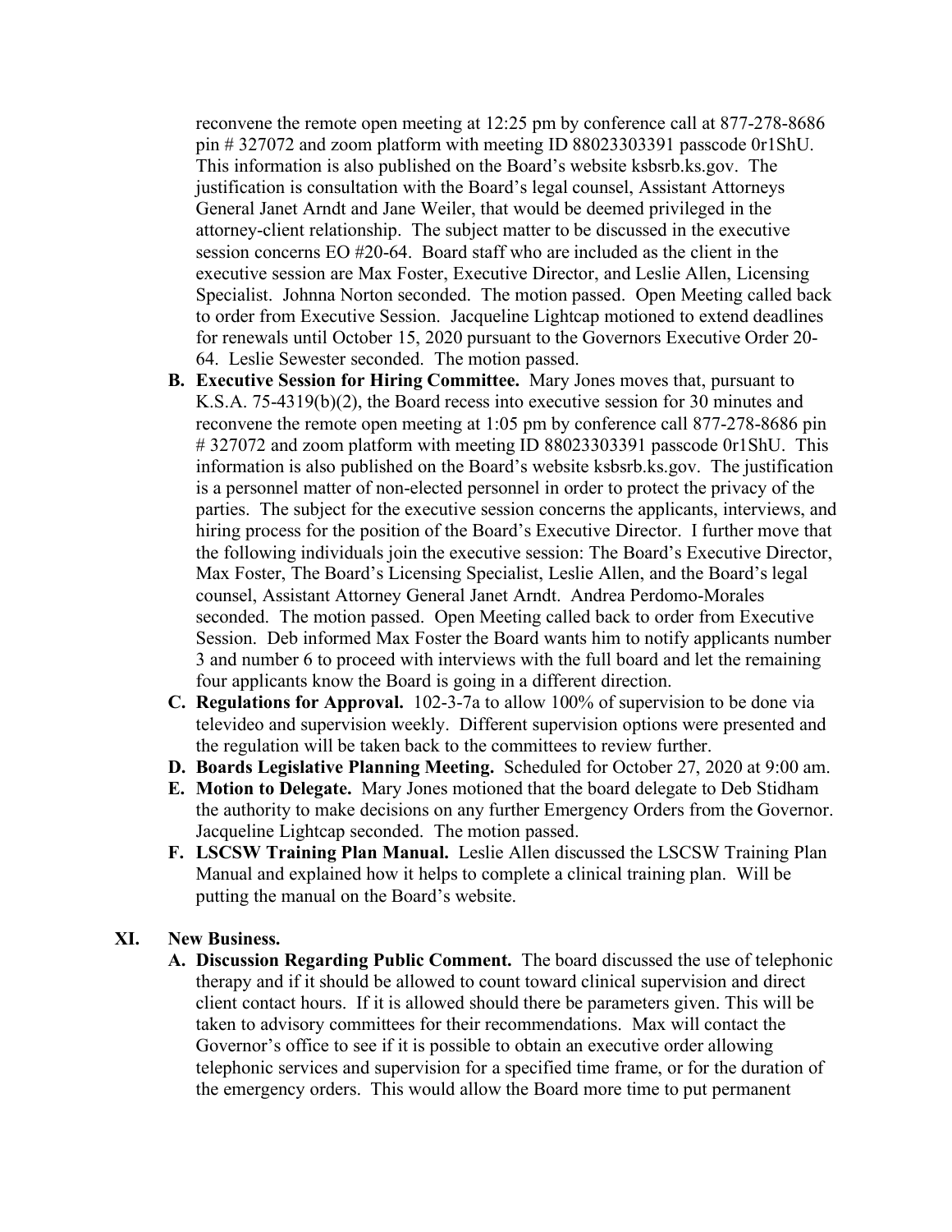reconvene the remote open meeting at 12:25 pm by conference call at 877-278-8686 pin # 327072 and zoom platform with meeting ID 88023303391 passcode 0r1ShU. This information is also published on the Board's website ksbsrb.ks.gov. The justification is consultation with the Board's legal counsel, Assistant Attorneys General Janet Arndt and Jane Weiler, that would be deemed privileged in the attorney-client relationship. The subject matter to be discussed in the executive session concerns EO #20-64. Board staff who are included as the client in the executive session are Max Foster, Executive Director, and Leslie Allen, Licensing Specialist. Johnna Norton seconded. The motion passed. Open Meeting called back to order from Executive Session. Jacqueline Lightcap motioned to extend deadlines for renewals until October 15, 2020 pursuant to the Governors Executive Order 20-64. Leslie Sewester seconded. The motion passed.

- **B. Executive Session for Hiring Committee.** Mary Jones moves that, pursuant to K.S.A. 75-4319(b)(2), the Board recess into executive session for 30 minutes and reconvene the remote open meeting at 1:05 pm by conference call 877-278-8686 pin # 327072 and zoom platform with meeting ID 88023303391 passcode 0r1ShU. This information is also published on the Board's website ksbsrb.ks.gov. The justification is a personnel matter of non-elected personnel in order to protect the privacy of the parties. The subject for the executive session concerns the applicants, interviews, and hiring process for the position of the Board's Executive Director. I further move that the following individuals join the executive session: The Board's Executive Director, Max Foster, The Board's Licensing Specialist, Leslie Allen, and the Board's legal counsel, Assistant Attorney General Janet Arndt. Andrea Perdomo-Morales seconded. The motion passed. Open Meeting called back to order from Executive Session. Deb informed Max Foster the Board wants him to notify applicants number 3 and number 6 to proceed with interviews with the full board and let the remaining four applicants know the Board is going in a different direction.
- **C. Regulations for Approval.** 102-3-7a to allow 100% of supervision to be done via televideo and supervision weekly. Different supervision options were presented and the regulation will be taken back to the committees to review further.
- **D. Boards Legislative Planning Meeting.** Scheduled for October 27, 2020 at 9:00 am.
- **E. Motion to Delegate.** Mary Jones motioned that the board delegate to Deb Stidham the authority to make decisions on any further Emergency Orders from the Governor. Jacqueline Lightcap seconded. The motion passed.
- **F. LSCSW Training Plan Manual.** Leslie Allen discussed the LSCSW Training Plan Manual and explained how it helps to complete a clinical training plan. Will be putting the manual on the Board's website.

## XI. New Business.

- **A. Discussion Regarding Public Comment.** The board discussed the use of telephonic therapy and if it should be allowed to count toward clinical supervision and direct client contact hours. If it is allowed should there be parameters given. This will be taken to advisory committees for their recommendations. Max will contact the Governor's office to see if it is possible to obtain an executive order allowing telephonic services and supervision for a specified time frame, or for the duration of the emergency orders. This would allow the Board more time to put permanent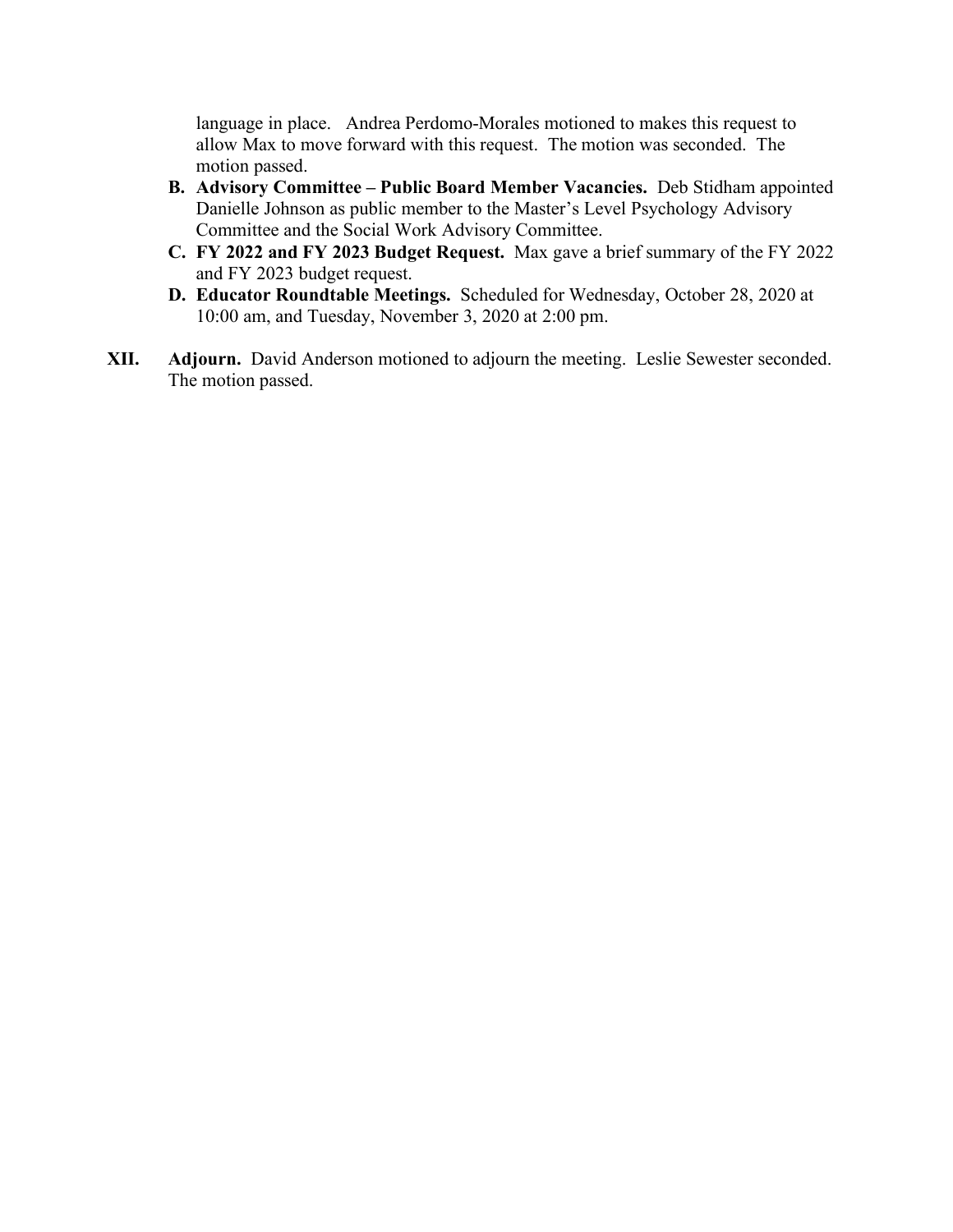language in place. Andrea Perdomo-Morales motioned to makes this request to allow Max to move forward with this request. The motion was seconded. The motion passed.

B. **Advisory Committee – Public Board Member Vacancies.** Deb Stidham appointed Danielle Johnson as public member to the Master's Level Psychology Advisory Committee and the Social Work Advisory Committee.

C. **FY 2022 and FY 2023 Budget Request.** Max gave a brief summary of the FY 2022 and FY 2023 budget request.

D. **Educator Roundtable Meetings.** Scheduled for Wednesday, October 28, 2020 at 10:00 am, and Tuesday, November 3, 2020 at 2:00 pm.

**XII. Adjourn.** David Anderson motioned to adjourn the meeting. Leslie Sewester seconded. The motion passed.